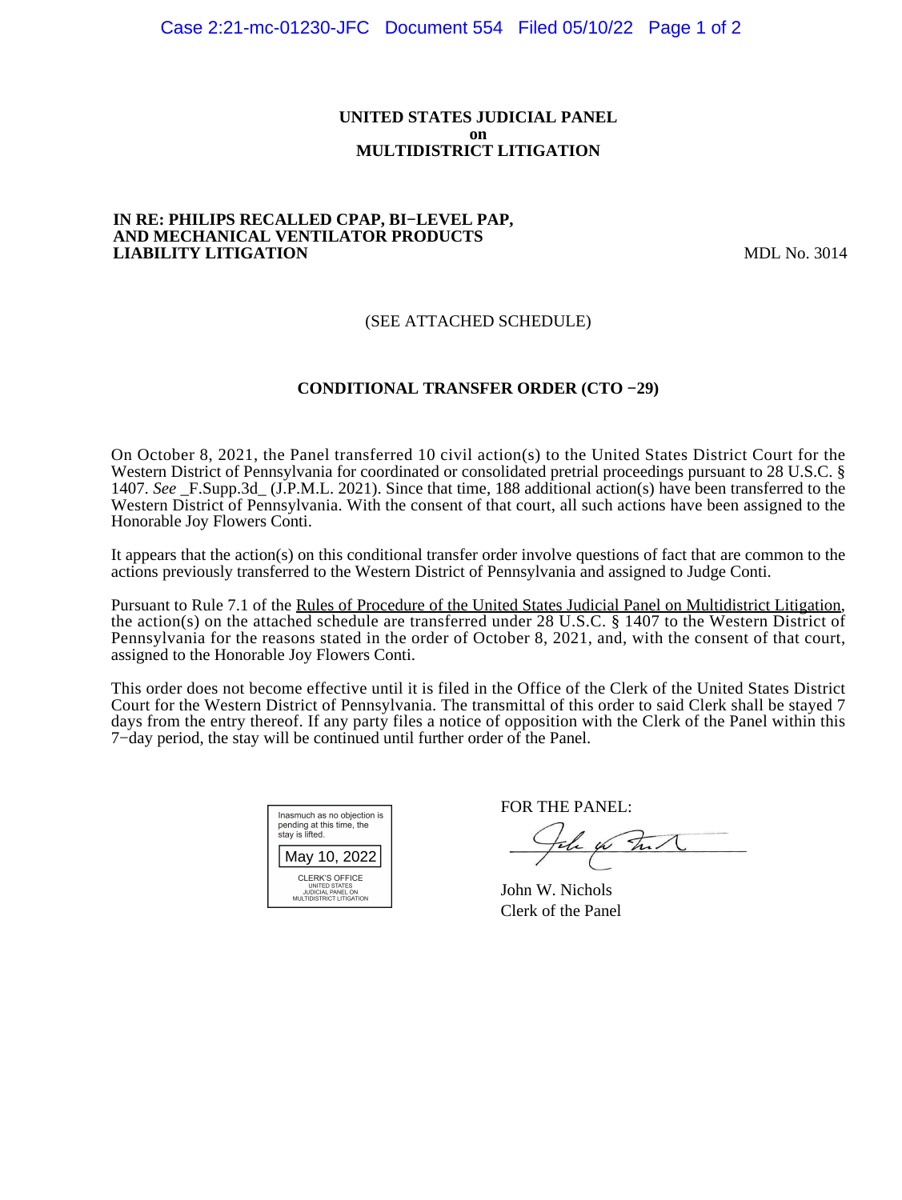**UNITED STATES JUDICIAL PANEL**
**on**
**MULTIDISTRICT LITIGATION**

**IN RE: PHILIPS RECALLED CPAP, BI−LEVEL PAP, AND MECHANICAL VENTILATOR PRODUCTS LIABILITY LITIGATION** MDL No. 3014

(SEE ATTACHED SCHEDULE)

**CONDITIONAL TRANSFER ORDER (CTO −29)**

On October 8, 2021, the Panel transferred 10 civil action(s) to the United States District Court for the Western District of Pennsylvania for coordinated or consolidated pretrial proceedings pursuant to 28 U.S.C. § 1407. *See* _F.Supp.3d_ (J.P.M.L. 2021). Since that time, 188 additional action(s) have been transferred to the Western District of Pennsylvania. With the consent of that court, all such actions have been assigned to the Honorable Joy Flowers Conti.

It appears that the action(s) on this conditional transfer order involve questions of fact that are common to the actions previously transferred to the Western District of Pennsylvania and assigned to Judge Conti.

Pursuant to Rule 7.1 of the Rules of Procedure of the United States Judicial Panel on Multidistrict Litigation, the action(s) on the attached schedule are transferred under 28 U.S.C. § 1407 to the Western District of Pennsylvania for the reasons stated in the order of October 8, 2021, and, with the consent of that court, assigned to the Honorable Joy Flowers Conti.

This order does not become effective until it is filed in the Office of the Clerk of the United States District Court for the Western District of Pennsylvania. The transmittal of this order to said Clerk shall be stayed 7 days from the entry thereof. If any party files a notice of opposition with the Clerk of the Panel within this 7−day period, the stay will be continued until further order of the Panel.

Inasmuch as no objection is pending at this time, the stay is lifted.

May 10, 2022

CLERK'S OFFICE
UNITED STATES
JUDICIAL PANEL ON
MULTIDISTRICT LITIGATION

FOR THE PANEL:

John W. Nichols
Clerk of the Panel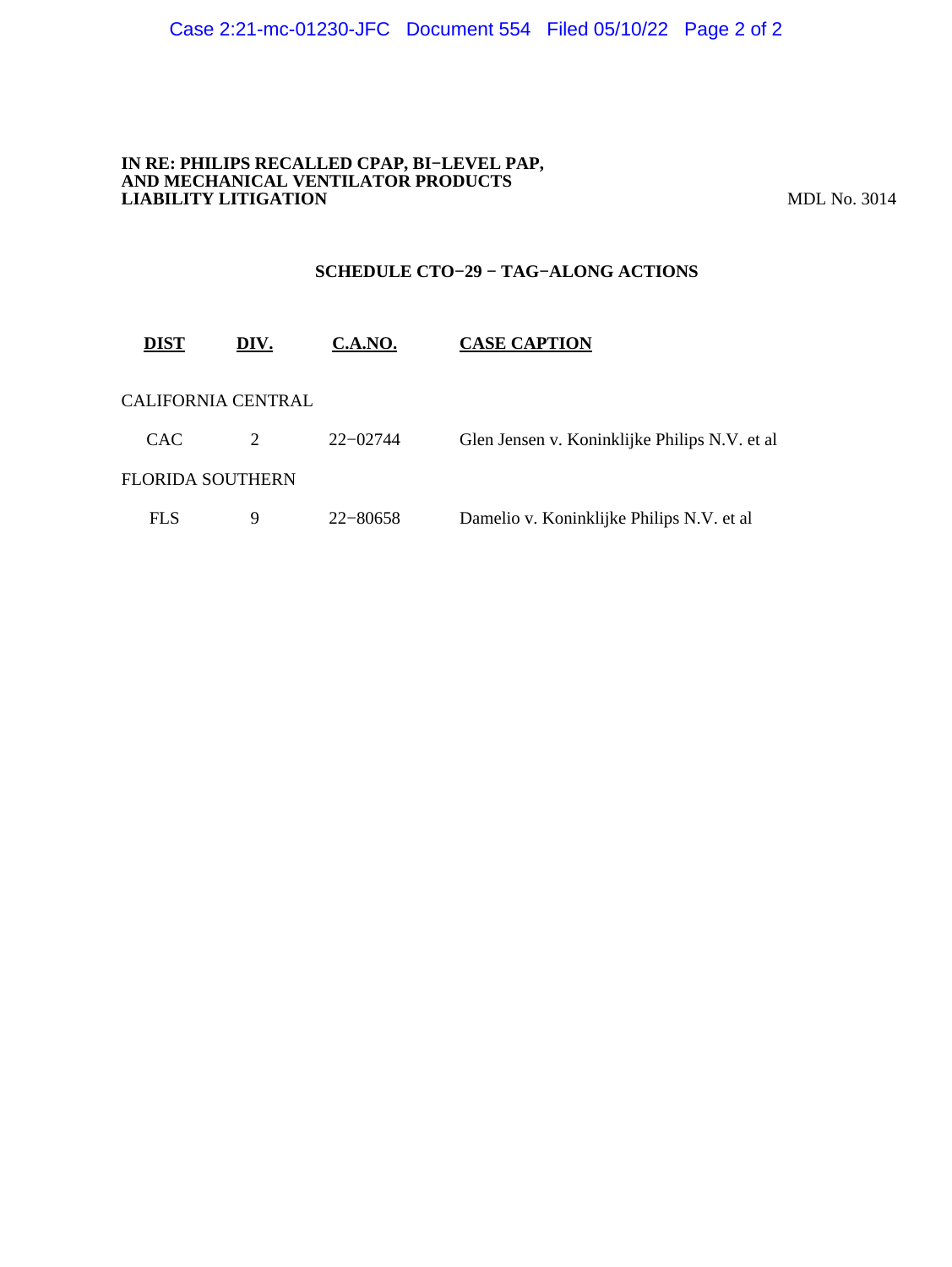**IN RE: PHILIPS RECALLED CPAP, BI−LEVEL PAP, AND MECHANICAL VENTILATOR PRODUCTS LIABILITY LITIGATION**

MDL No. 3014

## SCHEDULE CTO−29 − TAG−ALONG ACTIONS

| DIST | DIV. | C.A.NO. | CASE CAPTION |
|---|---|---|---|
| CALIFORNIA CENTRAL | | | |
| CAC | 2 | 22−02744 | Glen Jensen v. Koninklijke Philips N.V. et al |
| FLORIDA SOUTHERN | | | |
| FLS | 9 | 22−80658 | Damelio v. Koninklijke Philips N.V. et al |